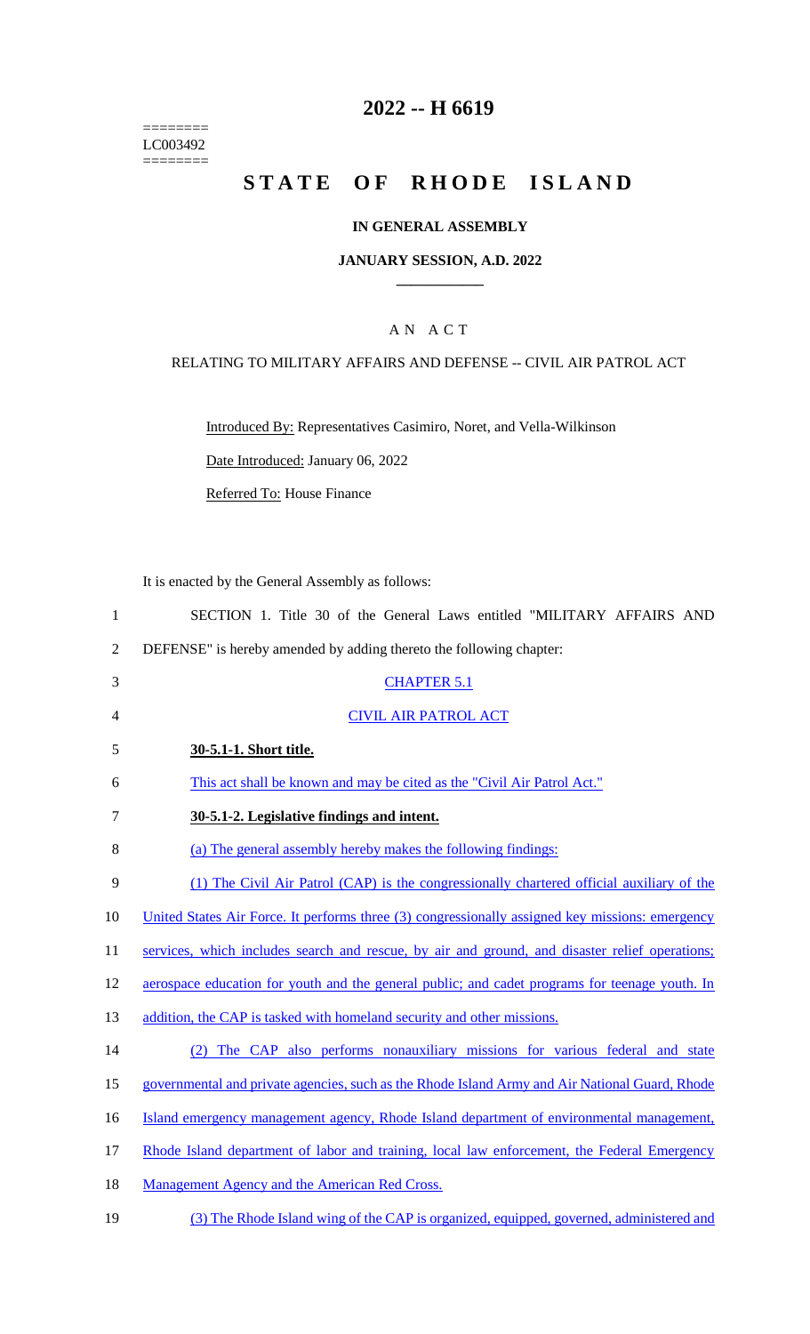========
LC003492
========

# 2022 -- H 6619

# STATE OF RHODE ISLAND

### IN GENERAL ASSEMBLY

### JANUARY SESSION, A.D. 2022

---

### A N A C T

RELATING TO MILITARY AFFAIRS AND DEFENSE -- CIVIL AIR PATROL ACT

Introduced By: Representatives Casimiro, Noret, and Vella-Wilkinson

Date Introduced: January 06, 2022

Referred To: House Finance

It is enacted by the General Assembly as follows:

1 SECTION 1. Title 30 of the General Laws entitled "MILITARY AFFAIRS AND
2 DEFENSE" is hereby amended by adding thereto the following chapter:

3 CHAPTER 5.1

4 CIVIL AIR PATROL ACT

5 **30-5.1-1. Short title.**

6 This act shall be known and may be cited as the "Civil Air Patrol Act."

7 **30-5.1-2. Legislative findings and intent.**

8 (a) The general assembly hereby makes the following findings:

9 (1) The Civil Air Patrol (CAP) is the congressionally chartered official auxiliary of the
10 United States Air Force. It performs three (3) congressionally assigned key missions: emergency
11 services, which includes search and rescue, by air and ground, and disaster relief operations;
12 aerospace education for youth and the general public; and cadet programs for teenage youth. In
13 addition, the CAP is tasked with homeland security and other missions.

14 (2) The CAP also performs nonauxiliary missions for various federal and state
15 governmental and private agencies, such as the Rhode Island Army and Air National Guard, Rhode
16 Island emergency management agency, Rhode Island department of environmental management,
17 Rhode Island department of labor and training, local law enforcement, the Federal Emergency
18 Management Agency and the American Red Cross.

19 (3) The Rhode Island wing of the CAP is organized, equipped, governed, administered and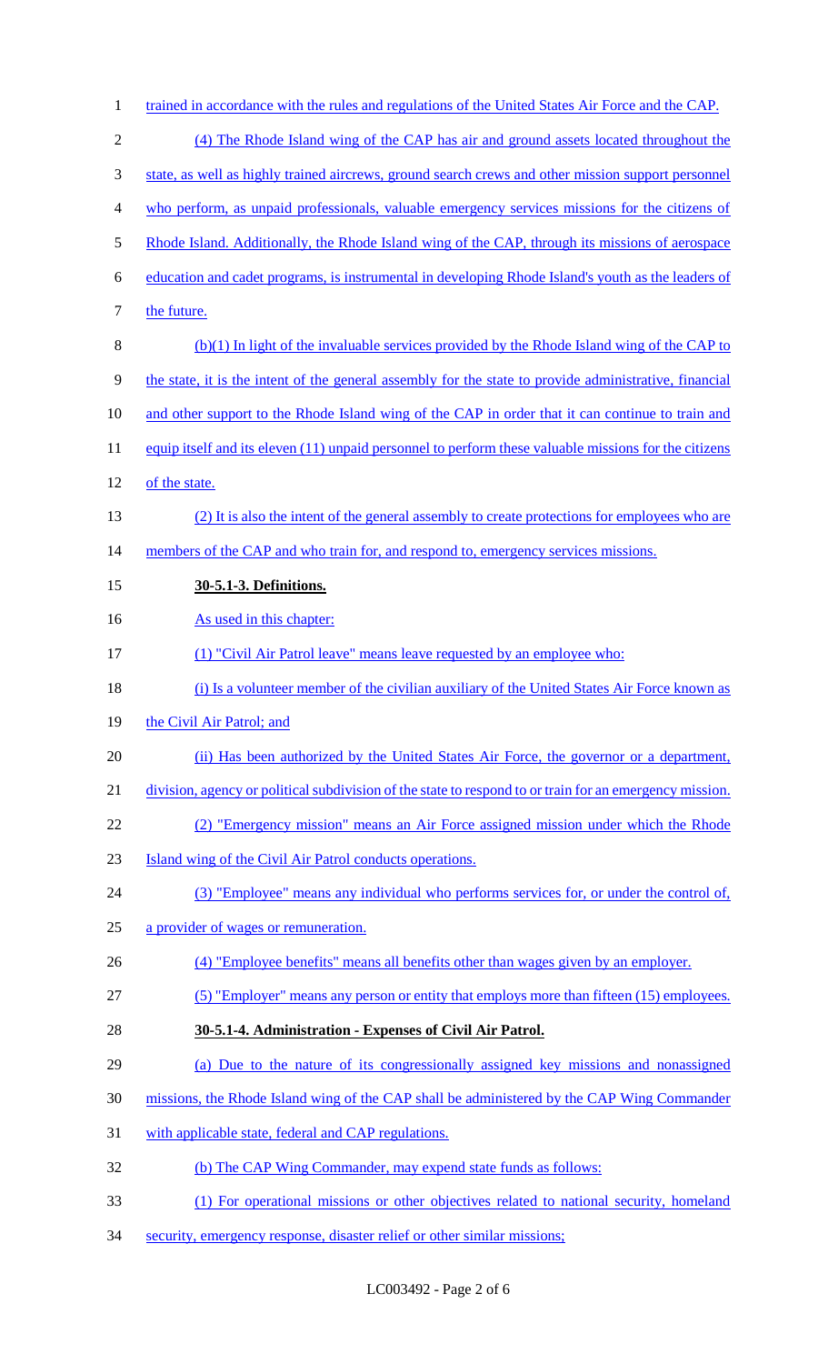trained in accordance with the rules and regulations of the United States Air Force and the CAP.

(4) The Rhode Island wing of the CAP has air and ground assets located throughout the state, as well as highly trained aircrews, ground search crews and other mission support personnel who perform, as unpaid professionals, valuable emergency services missions for the citizens of Rhode Island. Additionally, the Rhode Island wing of the CAP, through its missions of aerospace education and cadet programs, is instrumental in developing Rhode Island's youth as the leaders of the future.

(b)(1) In light of the invaluable services provided by the Rhode Island wing of the CAP to the state, it is the intent of the general assembly for the state to provide administrative, financial and other support to the Rhode Island wing of the CAP in order that it can continue to train and equip itself and its eleven (11) unpaid personnel to perform these valuable missions for the citizens of the state.

(2) It is also the intent of the general assembly to create protections for employees who are members of the CAP and who train for, and respond to, emergency services missions.

**30-5.1-3. Definitions.**

As used in this chapter:

(1) "Civil Air Patrol leave" means leave requested by an employee who:

(i) Is a volunteer member of the civilian auxiliary of the United States Air Force known as the Civil Air Patrol; and

(ii) Has been authorized by the United States Air Force, the governor or a department, division, agency or political subdivision of the state to respond to or train for an emergency mission.

(2) "Emergency mission" means an Air Force assigned mission under which the Rhode Island wing of the Civil Air Patrol conducts operations.

(3) "Employee" means any individual who performs services for, or under the control of, a provider of wages or remuneration.

(4) "Employee benefits" means all benefits other than wages given by an employer.

(5) "Employer" means any person or entity that employs more than fifteen (15) employees.

**30-5.1-4. Administration - Expenses of Civil Air Patrol.**

(a) Due to the nature of its congressionally assigned key missions and nonassigned missions, the Rhode Island wing of the CAP shall be administered by the CAP Wing Commander with applicable state, federal and CAP regulations.

(b) The CAP Wing Commander, may expend state funds as follows:

(1) For operational missions or other objectives related to national security, homeland security, emergency response, disaster relief or other similar missions;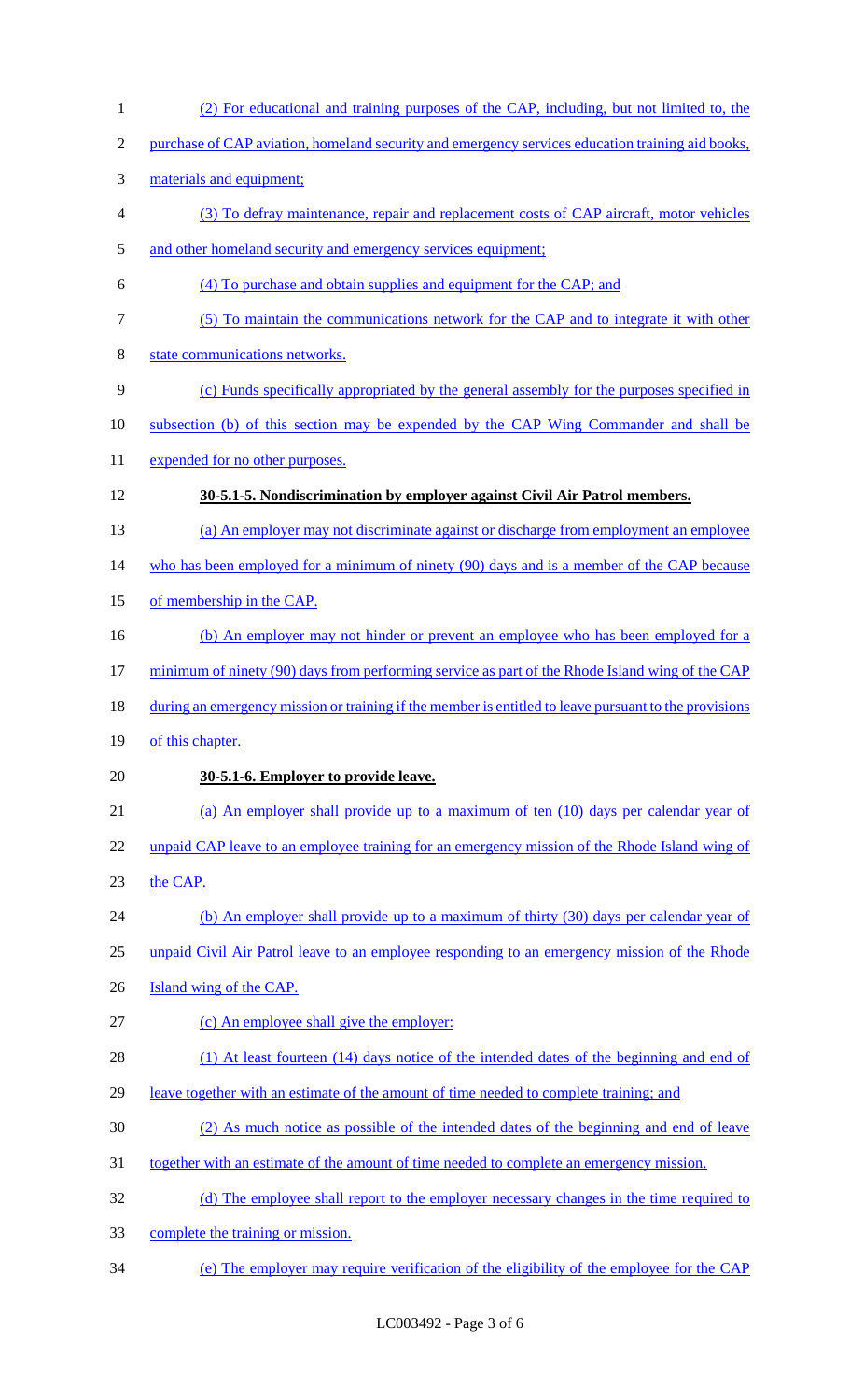(2) For educational and training purposes of the CAP, including, but not limited to, the purchase of CAP aviation, homeland security and emergency services education training aid books, materials and equipment;

(3) To defray maintenance, repair and replacement costs of CAP aircraft, motor vehicles and other homeland security and emergency services equipment;

(4) To purchase and obtain supplies and equipment for the CAP; and

(5) To maintain the communications network for the CAP and to integrate it with other state communications networks.

(c) Funds specifically appropriated by the general assembly for the purposes specified in subsection (b) of this section may be expended by the CAP Wing Commander and shall be expended for no other purposes.

**30-5.1-5. Nondiscrimination by employer against Civil Air Patrol members.**

(a) An employer may not discriminate against or discharge from employment an employee who has been employed for a minimum of ninety (90) days and is a member of the CAP because of membership in the CAP.

(b) An employer may not hinder or prevent an employee who has been employed for a minimum of ninety (90) days from performing service as part of the Rhode Island wing of the CAP during an emergency mission or training if the member is entitled to leave pursuant to the provisions of this chapter.

**30-5.1-6. Employer to provide leave.**

(a) An employer shall provide up to a maximum of ten (10) days per calendar year of unpaid CAP leave to an employee training for an emergency mission of the Rhode Island wing of the CAP.

(b) An employer shall provide up to a maximum of thirty (30) days per calendar year of unpaid Civil Air Patrol leave to an employee responding to an emergency mission of the Rhode Island wing of the CAP.

(c) An employee shall give the employer:

(1) At least fourteen (14) days notice of the intended dates of the beginning and end of leave together with an estimate of the amount of time needed to complete training; and

(2) As much notice as possible of the intended dates of the beginning and end of leave together with an estimate of the amount of time needed to complete an emergency mission.

(d) The employee shall report to the employer necessary changes in the time required to complete the training or mission.

(e) The employer may require verification of the eligibility of the employee for the CAP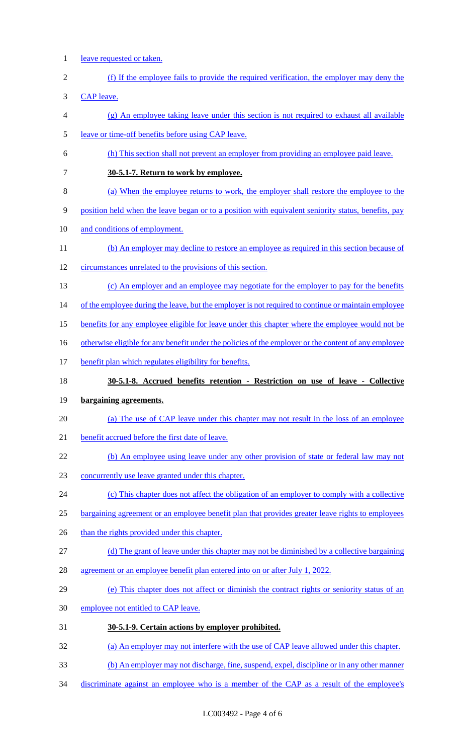leave requested or taken.

(f) If the employee fails to provide the required verification, the employer may deny the CAP leave.

(g) An employee taking leave under this section is not required to exhaust all available leave or time-off benefits before using CAP leave.

(h) This section shall not prevent an employer from providing an employee paid leave.

**30-5.1-7. Return to work by employee.**

(a) When the employee returns to work, the employer shall restore the employee to the position held when the leave began or to a position with equivalent seniority status, benefits, pay and conditions of employment.

(b) An employer may decline to restore an employee as required in this section because of circumstances unrelated to the provisions of this section.

(c) An employer and an employee may negotiate for the employer to pay for the benefits of the employee during the leave, but the employer is not required to continue or maintain employee benefits for any employee eligible for leave under this chapter where the employee would not be otherwise eligible for any benefit under the policies of the employer or the content of any employee benefit plan which regulates eligibility for benefits.

**30-5.1-8. Accrued benefits retention - Restriction on use of leave - Collective bargaining agreements.**

(a) The use of CAP leave under this chapter may not result in the loss of an employee benefit accrued before the first date of leave.

(b) An employee using leave under any other provision of state or federal law may not concurrently use leave granted under this chapter.

(c) This chapter does not affect the obligation of an employer to comply with a collective bargaining agreement or an employee benefit plan that provides greater leave rights to employees than the rights provided under this chapter.

(d) The grant of leave under this chapter may not be diminished by a collective bargaining agreement or an employee benefit plan entered into on or after July 1, 2022.

(e) This chapter does not affect or diminish the contract rights or seniority status of an employee not entitled to CAP leave.

**30-5.1-9. Certain actions by employer prohibited.**

(a) An employer may not interfere with the use of CAP leave allowed under this chapter.

(b) An employer may not discharge, fine, suspend, expel, discipline or in any other manner discriminate against an employee who is a member of the CAP as a result of the employee's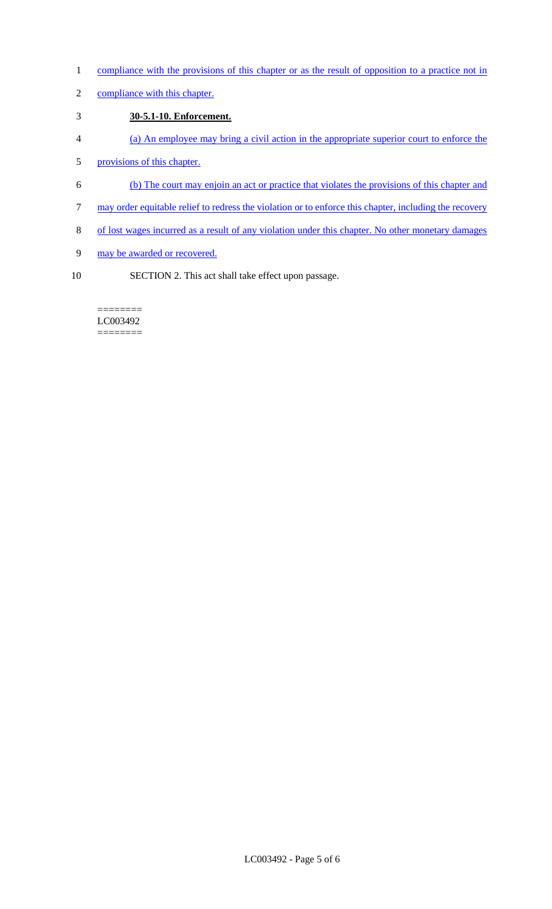compliance with the provisions of this chapter or as the result of opposition to a practice not in compliance with this chapter.

**30-5.1-10. Enforcement.**

(a) An employee may bring a civil action in the appropriate superior court to enforce the provisions of this chapter.

(b) The court may enjoin an act or practice that violates the provisions of this chapter and may order equitable relief to redress the violation or to enforce this chapter, including the recovery of lost wages incurred as a result of any violation under this chapter. No other monetary damages may be awarded or recovered.

SECTION 2. This act shall take effect upon passage.

========
LC003492
========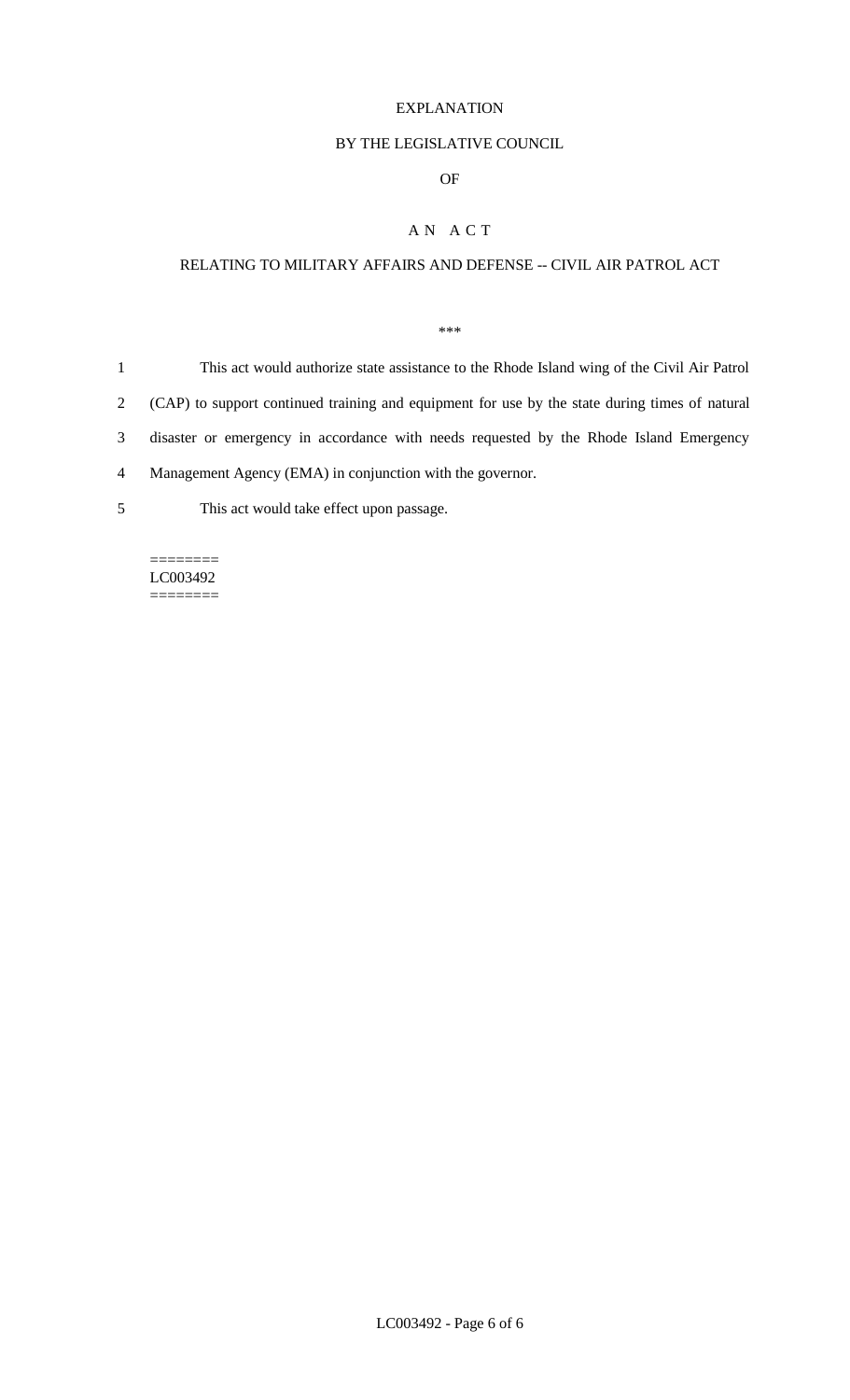EXPLANATION

BY THE LEGISLATIVE COUNCIL

OF

A N A C T

RELATING TO MILITARY AFFAIRS AND DEFENSE -- CIVIL AIR PATROL ACT

\*\*\*

This act would authorize state assistance to the Rhode Island wing of the Civil Air Patrol (CAP) to support continued training and equipment for use by the state during times of natural disaster or emergency in accordance with needs requested by the Rhode Island Emergency Management Agency (EMA) in conjunction with the governor.

This act would take effect upon passage.

========
LC003492
========